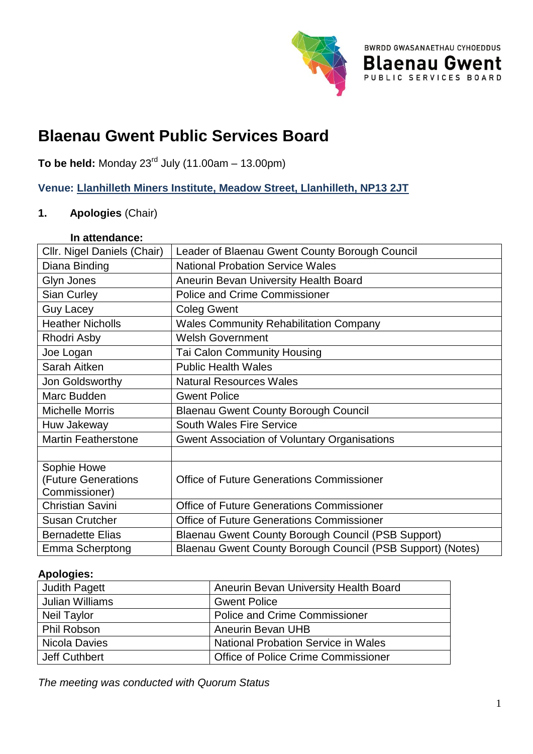BWRDD GWASANAETHAU CYHOEDDUS
**Blaenau Gwent**
PUBLIC SERVICES BOARD

# Blaenau Gwent Public Services Board

**To be held:** Monday 23rd July (11.00am – 13.00pm)

**Venue: Llanhilleth Miners Institute, Meadow Street, Llanhilleth, NP13 2JT**

**1. Apologies** (Chair)

**In attendance:**

| | |
|---|---|
| Cllr. Nigel Daniels (Chair) | Leader of Blaenau Gwent County Borough Council |
| Diana Binding | National Probation Service Wales |
| Glyn Jones | Aneurin Bevan University Health Board |
| Sian Curley | Police and Crime Commissioner |
| Guy Lacey | Coleg Gwent |
| Heather Nicholls | Wales Community Rehabilitation Company |
| Rhodri Asby | Welsh Government |
| Joe Logan | Tai Calon Community Housing |
| Sarah Aitken | Public Health Wales |
| Jon Goldsworthy | Natural Resources Wales |
| Marc Budden | Gwent Police |
| Michelle Morris | Blaenau Gwent County Borough Council |
| Huw Jakeway | South Wales Fire Service |
| Martin Featherstone | Gwent Association of Voluntary Organisations |
| | |
| Sophie Howe (Future Generations Commissioner) | Office of Future Generations Commissioner |
| Christian Savini | Office of Future Generations Commissioner |
| Susan Crutcher | Office of Future Generations Commissioner |
| Bernadette Elias | Blaenau Gwent County Borough Council (PSB Support) |
| Emma Scherptong | Blaenau Gwent County Borough Council (PSB Support) (Notes) |

**Apologies:**

| | |
|---|---|
| Judith Pagett | Aneurin Bevan University Health Board |
| Julian Williams | Gwent Police |
| Neil Taylor | Police and Crime Commissioner |
| Phil Robson | Aneurin Bevan UHB |
| Nicola Davies | National Probation Service in Wales |
| Jeff Cuthbert | Office of Police Crime Commissioner |

*The meeting was conducted with Quorum Status*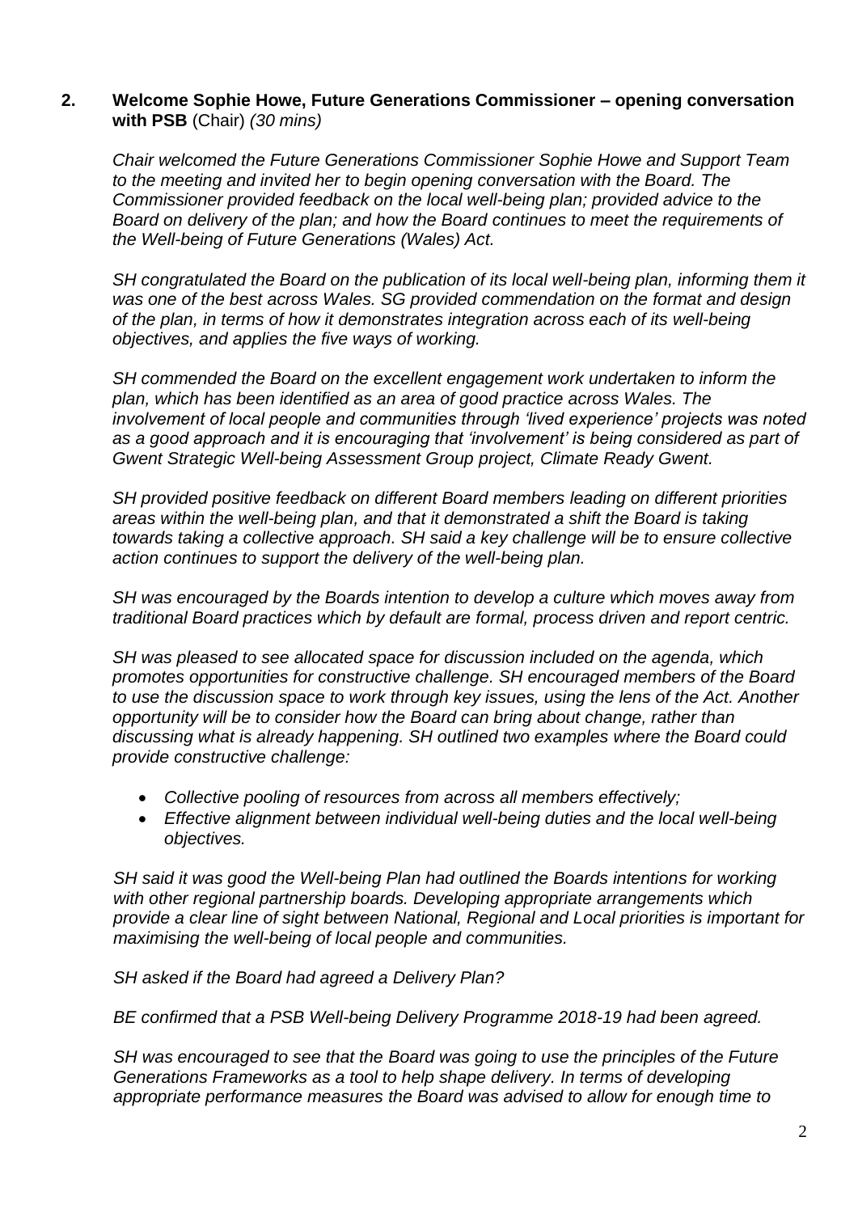**2. Welcome Sophie Howe, Future Generations Commissioner – opening conversation with PSB** (Chair) *(30 mins)*

*Chair welcomed the Future Generations Commissioner Sophie Howe and Support Team to the meeting and invited her to begin opening conversation with the Board. The Commissioner provided feedback on the local well-being plan; provided advice to the Board on delivery of the plan; and how the Board continues to meet the requirements of the Well-being of Future Generations (Wales) Act.*

*SH congratulated the Board on the publication of its local well-being plan, informing them it was one of the best across Wales. SG provided commendation on the format and design of the plan, in terms of how it demonstrates integration across each of its well-being objectives, and applies the five ways of working.*

*SH commended the Board on the excellent engagement work undertaken to inform the plan, which has been identified as an area of good practice across Wales. The involvement of local people and communities through 'lived experience' projects was noted as a good approach and it is encouraging that 'involvement' is being considered as part of Gwent Strategic Well-being Assessment Group project, Climate Ready Gwent.*

*SH provided positive feedback on different Board members leading on different priorities areas within the well-being plan, and that it demonstrated a shift the Board is taking towards taking a collective approach. SH said a key challenge will be to ensure collective action continues to support the delivery of the well-being plan.*

*SH was encouraged by the Boards intention to develop a culture which moves away from traditional Board practices which by default are formal, process driven and report centric.*

*SH was pleased to see allocated space for discussion included on the agenda, which promotes opportunities for constructive challenge. SH encouraged members of the Board to use the discussion space to work through key issues, using the lens of the Act. Another opportunity will be to consider how the Board can bring about change, rather than discussing what is already happening. SH outlined two examples where the Board could provide constructive challenge:*

- *Collective pooling of resources from across all members effectively;*
- *Effective alignment between individual well-being duties and the local well-being objectives.*

*SH said it was good the Well-being Plan had outlined the Boards intentions for working with other regional partnership boards. Developing appropriate arrangements which provide a clear line of sight between National, Regional and Local priorities is important for maximising the well-being of local people and communities.*

*SH asked if the Board had agreed a Delivery Plan?*

*BE confirmed that a PSB Well-being Delivery Programme 2018-19 had been agreed.*

*SH was encouraged to see that the Board was going to use the principles of the Future Generations Frameworks as a tool to help shape delivery. In terms of developing appropriate performance measures the Board was advised to allow for enough time to*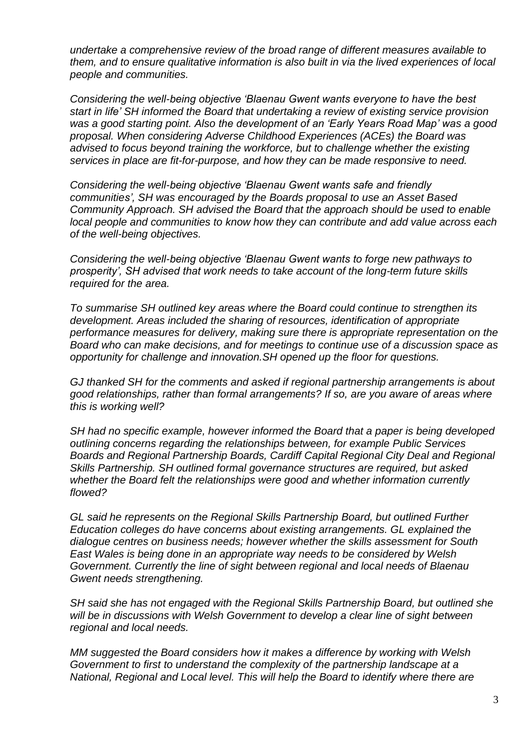*undertake a comprehensive review of the broad range of different measures available to them, and to ensure qualitative information is also built in via the lived experiences of local people and communities.*

*Considering the well-being objective 'Blaenau Gwent wants everyone to have the best start in life' SH informed the Board that undertaking a review of existing service provision was a good starting point. Also the development of an 'Early Years Road Map' was a good proposal. When considering Adverse Childhood Experiences (ACEs) the Board was advised to focus beyond training the workforce, but to challenge whether the existing services in place are fit-for-purpose, and how they can be made responsive to need.*

*Considering the well-being objective 'Blaenau Gwent wants safe and friendly communities', SH was encouraged by the Boards proposal to use an Asset Based Community Approach. SH advised the Board that the approach should be used to enable local people and communities to know how they can contribute and add value across each of the well-being objectives.*

*Considering the well-being objective 'Blaenau Gwent wants to forge new pathways to prosperity', SH advised that work needs to take account of the long-term future skills required for the area.*

*To summarise SH outlined key areas where the Board could continue to strengthen its development. Areas included the sharing of resources, identification of appropriate performance measures for delivery, making sure there is appropriate representation on the Board who can make decisions, and for meetings to continue use of a discussion space as opportunity for challenge and innovation.SH opened up the floor for questions.*

*GJ thanked SH for the comments and asked if regional partnership arrangements is about good relationships, rather than formal arrangements? If so, are you aware of areas where this is working well?*

*SH had no specific example, however informed the Board that a paper is being developed outlining concerns regarding the relationships between, for example Public Services Boards and Regional Partnership Boards, Cardiff Capital Regional City Deal and Regional Skills Partnership. SH outlined formal governance structures are required, but asked whether the Board felt the relationships were good and whether information currently flowed?*

*GL said he represents on the Regional Skills Partnership Board, but outlined Further Education colleges do have concerns about existing arrangements. GL explained the dialogue centres on business needs; however whether the skills assessment for South East Wales is being done in an appropriate way needs to be considered by Welsh Government. Currently the line of sight between regional and local needs of Blaenau Gwent needs strengthening.*

*SH said she has not engaged with the Regional Skills Partnership Board, but outlined she will be in discussions with Welsh Government to develop a clear line of sight between regional and local needs.*

*MM suggested the Board considers how it makes a difference by working with Welsh Government to first to understand the complexity of the partnership landscape at a National, Regional and Local level. This will help the Board to identify where there are*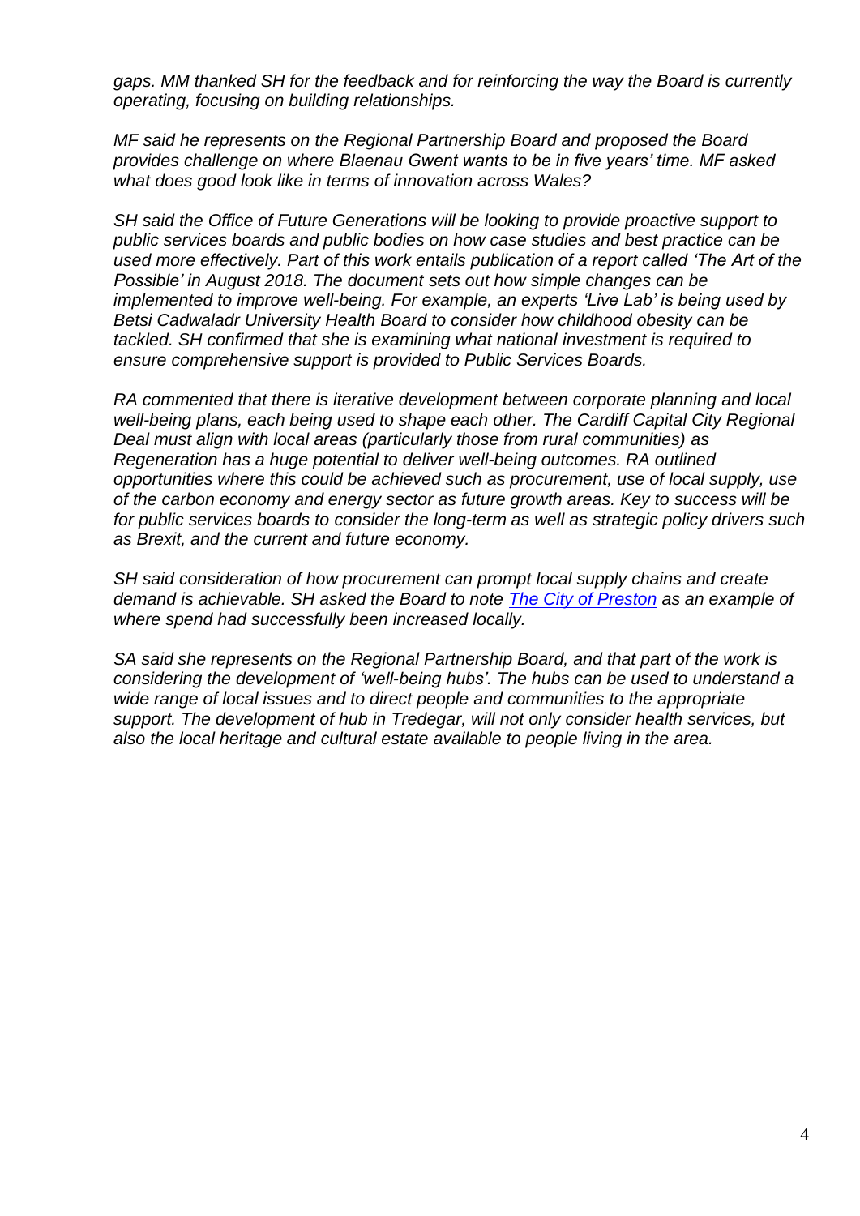*gaps. MM thanked SH for the feedback and for reinforcing the way the Board is currently operating, focusing on building relationships.*

*MF said he represents on the Regional Partnership Board and proposed the Board provides challenge on where Blaenau Gwent wants to be in five years' time. MF asked what does good look like in terms of innovation across Wales?*

*SH said the Office of Future Generations will be looking to provide proactive support to public services boards and public bodies on how case studies and best practice can be used more effectively. Part of this work entails publication of a report called 'The Art of the Possible' in August 2018. The document sets out how simple changes can be implemented to improve well-being. For example, an experts 'Live Lab' is being used by Betsi Cadwaladr University Health Board to consider how childhood obesity can be tackled. SH confirmed that she is examining what national investment is required to ensure comprehensive support is provided to Public Services Boards.*

*RA commented that there is iterative development between corporate planning and local well-being plans, each being used to shape each other. The Cardiff Capital City Regional Deal must align with local areas (particularly those from rural communities) as Regeneration has a huge potential to deliver well-being outcomes. RA outlined opportunities where this could be achieved such as procurement, use of local supply, use of the carbon economy and energy sector as future growth areas. Key to success will be for public services boards to consider the long-term as well as strategic policy drivers such as Brexit, and the current and future economy.*

*SH said consideration of how procurement can prompt local supply chains and create demand is achievable. SH asked the Board to note [The City of Preston]() as an example of where spend had successfully been increased locally.*

*SA said she represents on the Regional Partnership Board, and that part of the work is considering the development of 'well-being hubs'. The hubs can be used to understand a wide range of local issues and to direct people and communities to the appropriate support. The development of hub in Tredegar, will not only consider health services, but also the local heritage and cultural estate available to people living in the area.*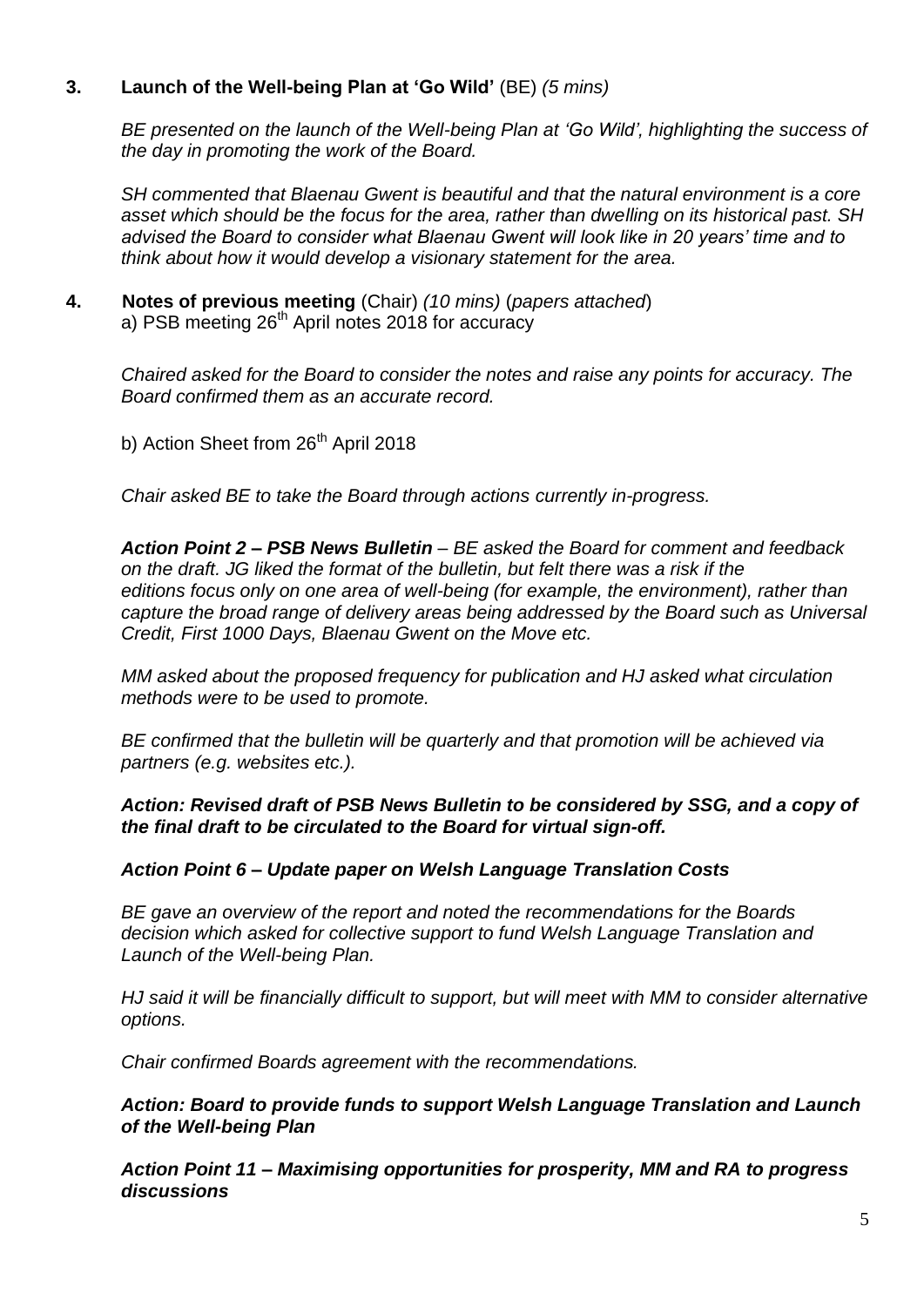**3. Launch of the Well-being Plan at 'Go Wild'** (BE) *(5 mins)*

*BE presented on the launch of the Well-being Plan at 'Go Wild', highlighting the success of the day in promoting the work of the Board.*

*SH commented that Blaenau Gwent is beautiful and that the natural environment is a core asset which should be the focus for the area, rather than dwelling on its historical past. SH advised the Board to consider what Blaenau Gwent will look like in 20 years' time and to think about how it would develop a visionary statement for the area.*

**4. Notes of previous meeting** (Chair) *(10 mins)* (*papers attached*)

a) PSB meeting 26th April notes 2018 for accuracy

*Chaired asked for the Board to consider the notes and raise any points for accuracy. The Board confirmed them as an accurate record.*

b) Action Sheet from 26th April 2018

*Chair asked BE to take the Board through actions currently in-progress.*

***Action Point 2 – PSB News Bulletin*** *– BE asked the Board for comment and feedback on the draft. JG liked the format of the bulletin, but felt there was a risk if the editions focus only on one area of well-being (for example, the environment), rather than capture the broad range of delivery areas being addressed by the Board such as Universal Credit, First 1000 Days, Blaenau Gwent on the Move etc.*

*MM asked about the proposed frequency for publication and HJ asked what circulation methods were to be used to promote.*

*BE confirmed that the bulletin will be quarterly and that promotion will be achieved via partners (e.g. websites etc.).*

***Action: Revised draft of PSB News Bulletin to be considered by SSG, and a copy of the final draft to be circulated to the Board for virtual sign-off.***

***Action Point 6 – Update paper on Welsh Language Translation Costs***

*BE gave an overview of the report and noted the recommendations for the Boards decision which asked for collective support to fund Welsh Language Translation and Launch of the Well-being Plan.*

*HJ said it will be financially difficult to support, but will meet with MM to consider alternative options.*

*Chair confirmed Boards agreement with the recommendations.*

***Action: Board to provide funds to support Welsh Language Translation and Launch of the Well-being Plan***

***Action Point 11 – Maximising opportunities for prosperity, MM and RA to progress discussions***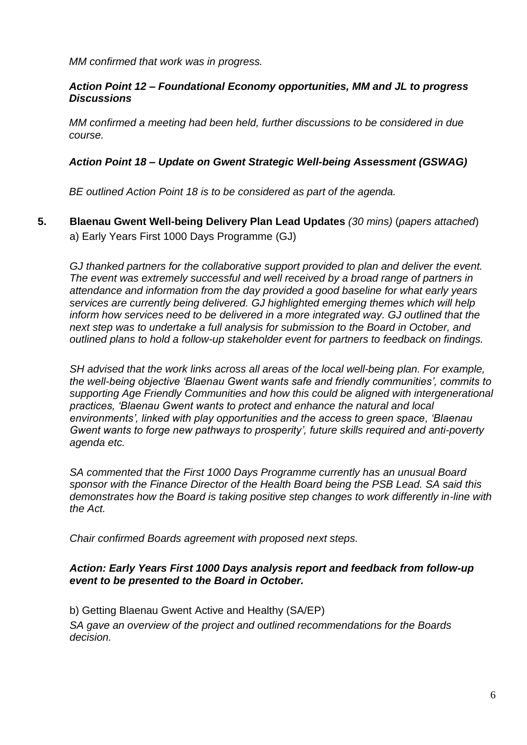*MM confirmed that work was in progress.*

***Action Point 12 – Foundational Economy opportunities, MM and JL to progress Discussions***

*MM confirmed a meeting had been held, further discussions to be considered in due course.*

***Action Point 18 – Update on Gwent Strategic Well-being Assessment (GSWAG)***

*BE outlined Action Point 18 is to be considered as part of the agenda.*

**5. Blaenau Gwent Well-being Delivery Plan Lead Updates** *(30 mins)* (*papers attached*)

a) Early Years First 1000 Days Programme (GJ)

*GJ thanked partners for the collaborative support provided to plan and deliver the event. The event was extremely successful and well received by a broad range of partners in attendance and information from the day provided a good baseline for what early years services are currently being delivered. GJ highlighted emerging themes which will help inform how services need to be delivered in a more integrated way. GJ outlined that the next step was to undertake a full analysis for submission to the Board in October, and outlined plans to hold a follow-up stakeholder event for partners to feedback on findings.*

*SH advised that the work links across all areas of the local well-being plan. For example, the well-being objective 'Blaenau Gwent wants safe and friendly communities', commits to supporting Age Friendly Communities and how this could be aligned with intergenerational practices, 'Blaenau Gwent wants to protect and enhance the natural and local environments', linked with play opportunities and the access to green space, 'Blaenau Gwent wants to forge new pathways to prosperity', future skills required and anti-poverty agenda etc.*

*SA commented that the First 1000 Days Programme currently has an unusual Board sponsor with the Finance Director of the Health Board being the PSB Lead. SA said this demonstrates how the Board is taking positive step changes to work differently in-line with the Act.*

*Chair confirmed Boards agreement with proposed next steps.*

***Action: Early Years First 1000 Days analysis report and feedback from follow-up event to be presented to the Board in October.***

b) Getting Blaenau Gwent Active and Healthy (SA/EP)

*SA gave an overview of the project and outlined recommendations for the Boards decision.*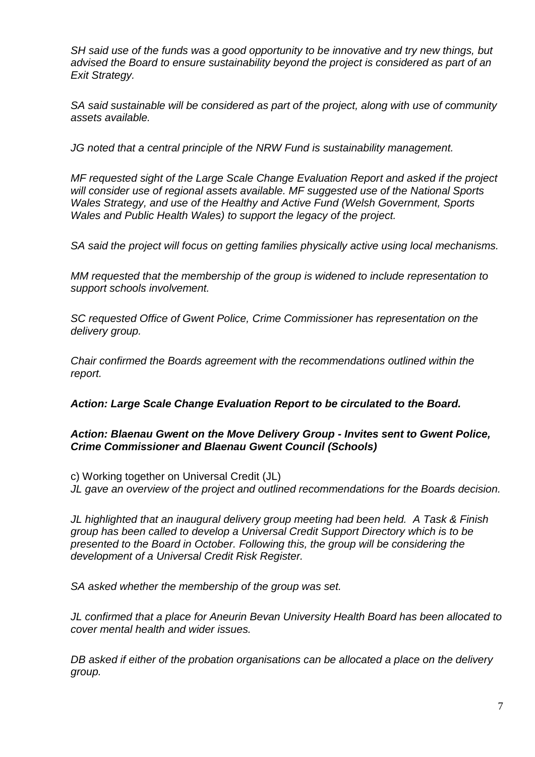*SH said use of the funds was a good opportunity to be innovative and try new things, but advised the Board to ensure sustainability beyond the project is considered as part of an Exit Strategy.*

*SA said sustainable will be considered as part of the project, along with use of community assets available.*

*JG noted that a central principle of the NRW Fund is sustainability management.*

*MF requested sight of the Large Scale Change Evaluation Report and asked if the project will consider use of regional assets available. MF suggested use of the National Sports Wales Strategy, and use of the Healthy and Active Fund (Welsh Government, Sports Wales and Public Health Wales) to support the legacy of the project.*

*SA said the project will focus on getting families physically active using local mechanisms.*

*MM requested that the membership of the group is widened to include representation to support schools involvement.*

*SC requested Office of Gwent Police, Crime Commissioner has representation on the delivery group.*

*Chair confirmed the Boards agreement with the recommendations outlined within the report.*

***Action: Large Scale Change Evaluation Report to be circulated to the Board.***

***Action: Blaenau Gwent on the Move Delivery Group - Invites sent to Gwent Police, Crime Commissioner and Blaenau Gwent Council (Schools)***

c) Working together on Universal Credit (JL)
*JL gave an overview of the project and outlined recommendations for the Boards decision.*

*JL highlighted that an inaugural delivery group meeting had been held. A Task & Finish group has been called to develop a Universal Credit Support Directory which is to be presented to the Board in October. Following this, the group will be considering the development of a Universal Credit Risk Register.*

*SA asked whether the membership of the group was set.*

*JL confirmed that a place for Aneurin Bevan University Health Board has been allocated to cover mental health and wider issues.*

*DB asked if either of the probation organisations can be allocated a place on the delivery group.*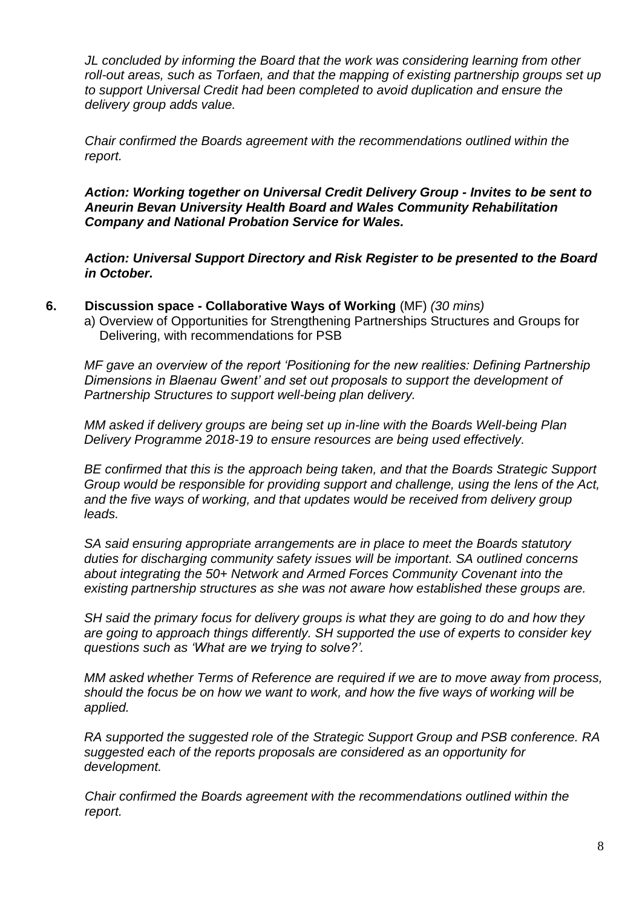*JL concluded by informing the Board that the work was considering learning from other roll-out areas, such as Torfaen, and that the mapping of existing partnership groups set up to support Universal Credit had been completed to avoid duplication and ensure the delivery group adds value.*

*Chair confirmed the Boards agreement with the recommendations outlined within the report.*

***Action: Working together on Universal Credit Delivery Group - Invites to be sent to Aneurin Bevan University Health Board and Wales Community Rehabilitation Company and National Probation Service for Wales.***

***Action: Universal Support Directory and Risk Register to be presented to the Board in October.***

**6. Discussion space - Collaborative Ways of Working** (MF) *(30 mins)*

a) Overview of Opportunities for Strengthening Partnerships Structures and Groups for Delivering, with recommendations for PSB

*MF gave an overview of the report 'Positioning for the new realities: Defining Partnership Dimensions in Blaenau Gwent' and set out proposals to support the development of Partnership Structures to support well-being plan delivery.*

*MM asked if delivery groups are being set up in-line with the Boards Well-being Plan Delivery Programme 2018-19 to ensure resources are being used effectively.*

*BE confirmed that this is the approach being taken, and that the Boards Strategic Support Group would be responsible for providing support and challenge, using the lens of the Act, and the five ways of working, and that updates would be received from delivery group leads.*

*SA said ensuring appropriate arrangements are in place to meet the Boards statutory duties for discharging community safety issues will be important. SA outlined concerns about integrating the 50+ Network and Armed Forces Community Covenant into the existing partnership structures as she was not aware how established these groups are.*

*SH said the primary focus for delivery groups is what they are going to do and how they are going to approach things differently. SH supported the use of experts to consider key questions such as 'What are we trying to solve?'.*

*MM asked whether Terms of Reference are required if we are to move away from process, should the focus be on how we want to work, and how the five ways of working will be applied.*

*RA supported the suggested role of the Strategic Support Group and PSB conference. RA suggested each of the reports proposals are considered as an opportunity for development.*

*Chair confirmed the Boards agreement with the recommendations outlined within the report.*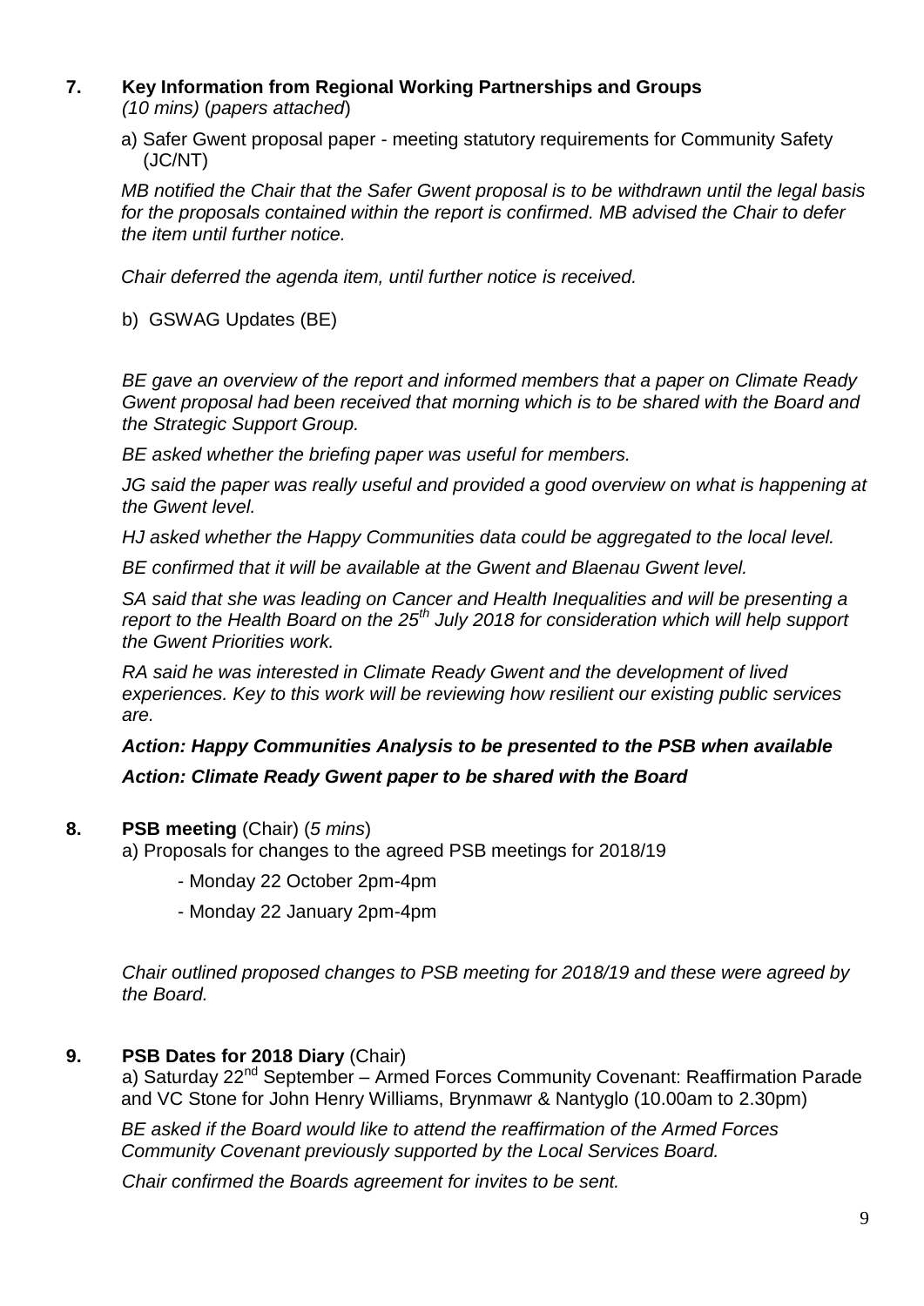**7. Key Information from Regional Working Partnerships and Groups**
*(10 mins)* (*papers attached*)

a) Safer Gwent proposal paper - meeting statutory requirements for Community Safety (JC/NT)

*MB notified the Chair that the Safer Gwent proposal is to be withdrawn until the legal basis for the proposals contained within the report is confirmed. MB advised the Chair to defer the item until further notice.*

*Chair deferred the agenda item, until further notice is received.*

b) GSWAG Updates (BE)

*BE gave an overview of the report and informed members that a paper on Climate Ready Gwent proposal had been received that morning which is to be shared with the Board and the Strategic Support Group.*

*BE asked whether the briefing paper was useful for members.*

*JG said the paper was really useful and provided a good overview on what is happening at the Gwent level.*

*HJ asked whether the Happy Communities data could be aggregated to the local level.*

*BE confirmed that it will be available at the Gwent and Blaenau Gwent level.*

*SA said that she was leading on Cancer and Health Inequalities and will be presenting a report to the Health Board on the 25th July 2018 for consideration which will help support the Gwent Priorities work.*

*RA said he was interested in Climate Ready Gwent and the development of lived experiences. Key to this work will be reviewing how resilient our existing public services are.*

***Action: Happy Communities Analysis to be presented to the PSB when available***

***Action: Climate Ready Gwent paper to be shared with the Board***

**8. PSB meeting** (Chair) (*5 mins*)

a) Proposals for changes to the agreed PSB meetings for 2018/19

- Monday 22 October 2pm-4pm
- Monday 22 January 2pm-4pm

*Chair outlined proposed changes to PSB meeting for 2018/19 and these were agreed by the Board.*

**9. PSB Dates for 2018 Diary** (Chair)

a) Saturday 22nd September – Armed Forces Community Covenant: Reaffirmation Parade and VC Stone for John Henry Williams, Brynmawr & Nantyglo (10.00am to 2.30pm)

*BE asked if the Board would like to attend the reaffirmation of the Armed Forces Community Covenant previously supported by the Local Services Board.*

*Chair confirmed the Boards agreement for invites to be sent.*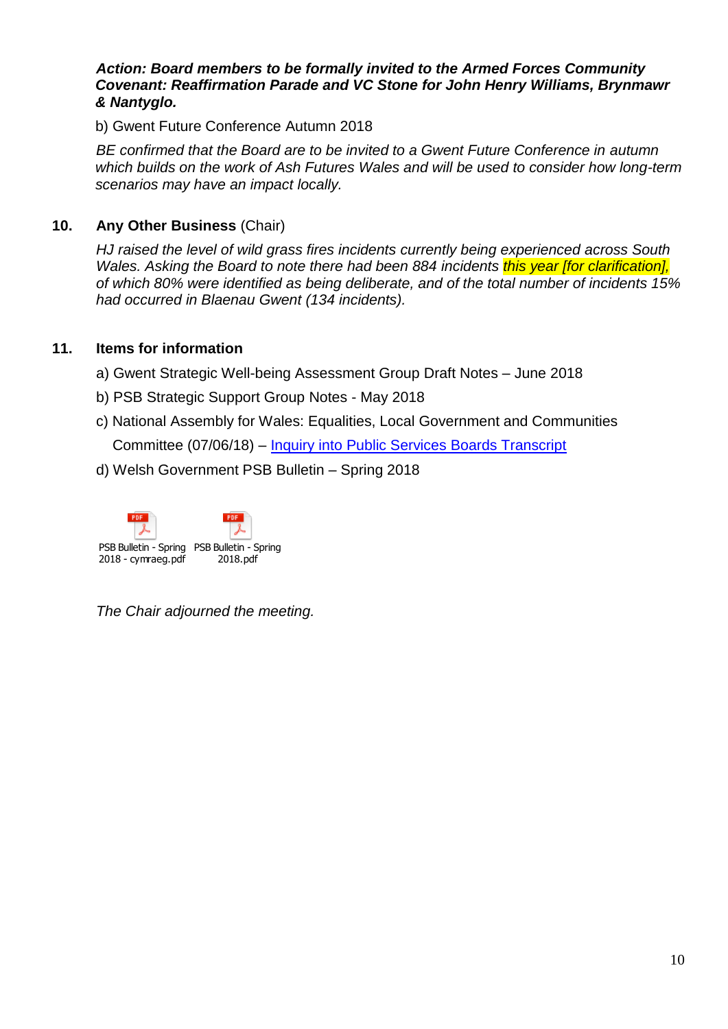***Action: Board members to be formally invited to the Armed Forces Community Covenant: Reaffirmation Parade and VC Stone for John Henry Williams, Brynmawr & Nantyglo.***

b) Gwent Future Conference Autumn 2018

*BE confirmed that the Board are to be invited to a Gwent Future Conference in autumn which builds on the work of Ash Futures Wales and will be used to consider how long-term scenarios may have an impact locally.*

## 10. **Any Other Business** (Chair)

*HJ raised the level of wild grass fires incidents currently being experienced across South Wales. Asking the Board to note there had been 884 incidents this year [for clarification], of which 80% were identified as being deliberate, and of the total number of incidents 15% had occurred in Blaenau Gwent (134 incidents).*

## 11. **Items for information**

a) Gwent Strategic Well-being Assessment Group Draft Notes – June 2018

b) PSB Strategic Support Group Notes - May 2018

c) National Assembly for Wales: Equalities, Local Government and Communities Committee (07/06/18) – Inquiry into Public Services Boards Transcript

d) Welsh Government PSB Bulletin – Spring 2018

PSB Bulletin - Spring 2018 - cymraeg.pdf

PSB Bulletin - Spring 2018.pdf

*The Chair adjourned the meeting.*